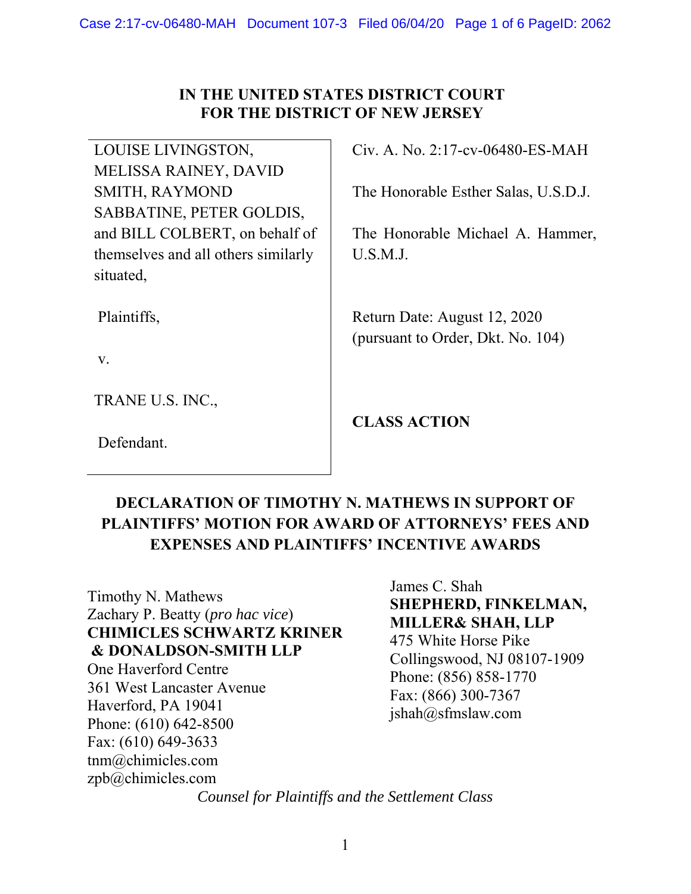IN THE UNITED STATES DISTRICT COURT
FOR THE DISTRICT OF NEW JERSEY

| | |
|---|---|
| LOUISE LIVINGSTON, MELISSA RAINEY, DAVID SMITH, RAYMOND SABBATINE, PETER GOLDIS, and BILL COLBERT, on behalf of themselves and all others similarly situated, | Civ. A. No. 2:17-cv-06480-ES-MAH<br><br>The Honorable Esther Salas, U.S.D.J.<br><br>The Honorable Michael A. Hammer, U.S.M.J. |
| Plaintiffs, | Return Date: August 12, 2020 (pursuant to Order, Dkt. No. 104) |
| v. | |
| TRANE U.S. INC., | **CLASS ACTION** |
| Defendant. | |

## DECLARATION OF TIMOTHY N. MATHEWS IN SUPPORT OF PLAINTIFFS' MOTION FOR AWARD OF ATTORNEYS' FEES AND EXPENSES AND PLAINTIFFS' INCENTIVE AWARDS

Timothy N. Mathews
Zachary P. Beatty (*pro hac vice*)
**CHIMICLES SCHWARTZ KRINER & DONALDSON-SMITH LLP**
One Haverford Centre
361 West Lancaster Avenue
Haverford, PA 19041
Phone: (610) 642-8500
Fax: (610) 649-3633
tnm@chimicles.com
zpb@chimicles.com

James C. Shah
**SHEPHERD, FINKELMAN, MILLER& SHAH, LLP**
475 White Horse Pike
Collingswood, NJ 08107-1909
Phone: (856) 858-1770
Fax: (866) 300-7367
jshah@sfmslaw.com

*Counsel for Plaintiffs and the Settlement Class*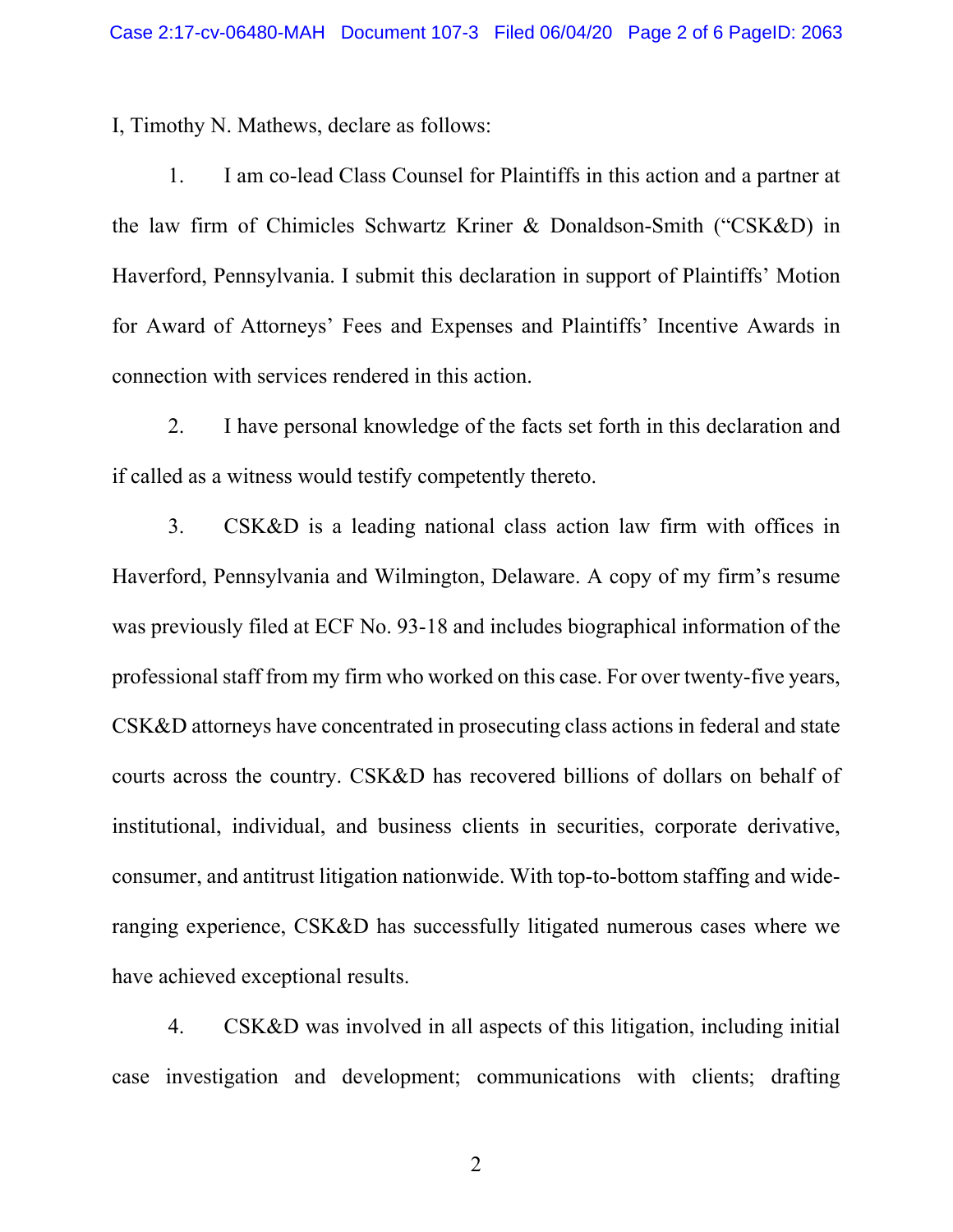I, Timothy N. Mathews, declare as follows:

1. I am co-lead Class Counsel for Plaintiffs in this action and a partner at the law firm of Chimicles Schwartz Kriner & Donaldson-Smith ("CSK&D) in Haverford, Pennsylvania. I submit this declaration in support of Plaintiffs' Motion for Award of Attorneys' Fees and Expenses and Plaintiffs' Incentive Awards in connection with services rendered in this action.

2. I have personal knowledge of the facts set forth in this declaration and if called as a witness would testify competently thereto.

3. CSK&D is a leading national class action law firm with offices in Haverford, Pennsylvania and Wilmington, Delaware. A copy of my firm's resume was previously filed at ECF No. 93-18 and includes biographical information of the professional staff from my firm who worked on this case. For over twenty-five years, CSK&D attorneys have concentrated in prosecuting class actions in federal and state courts across the country. CSK&D has recovered billions of dollars on behalf of institutional, individual, and business clients in securities, corporate derivative, consumer, and antitrust litigation nationwide. With top-to-bottom staffing and wide-ranging experience, CSK&D has successfully litigated numerous cases where we have achieved exceptional results.

4. CSK&D was involved in all aspects of this litigation, including initial case investigation and development; communications with clients; drafting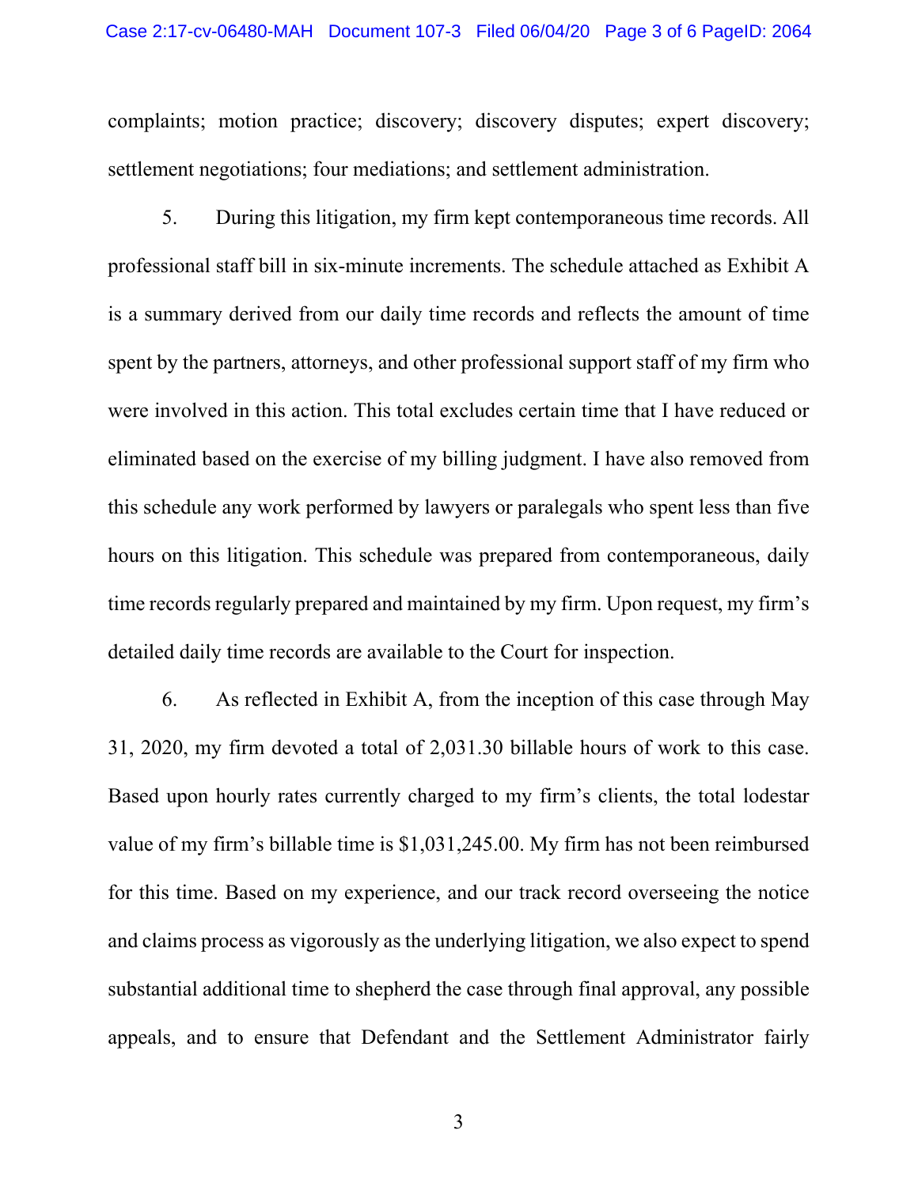complaints; motion practice; discovery; discovery disputes; expert discovery; settlement negotiations; four mediations; and settlement administration.

5. During this litigation, my firm kept contemporaneous time records. All professional staff bill in six-minute increments. The schedule attached as Exhibit A is a summary derived from our daily time records and reflects the amount of time spent by the partners, attorneys, and other professional support staff of my firm who were involved in this action. This total excludes certain time that I have reduced or eliminated based on the exercise of my billing judgment. I have also removed from this schedule any work performed by lawyers or paralegals who spent less than five hours on this litigation. This schedule was prepared from contemporaneous, daily time records regularly prepared and maintained by my firm. Upon request, my firm's detailed daily time records are available to the Court for inspection.

6. As reflected in Exhibit A, from the inception of this case through May 31, 2020, my firm devoted a total of 2,031.30 billable hours of work to this case. Based upon hourly rates currently charged to my firm's clients, the total lodestar value of my firm's billable time is $1,031,245.00. My firm has not been reimbursed for this time. Based on my experience, and our track record overseeing the notice and claims process as vigorously as the underlying litigation, we also expect to spend substantial additional time to shepherd the case through final approval, any possible appeals, and to ensure that Defendant and the Settlement Administrator fairly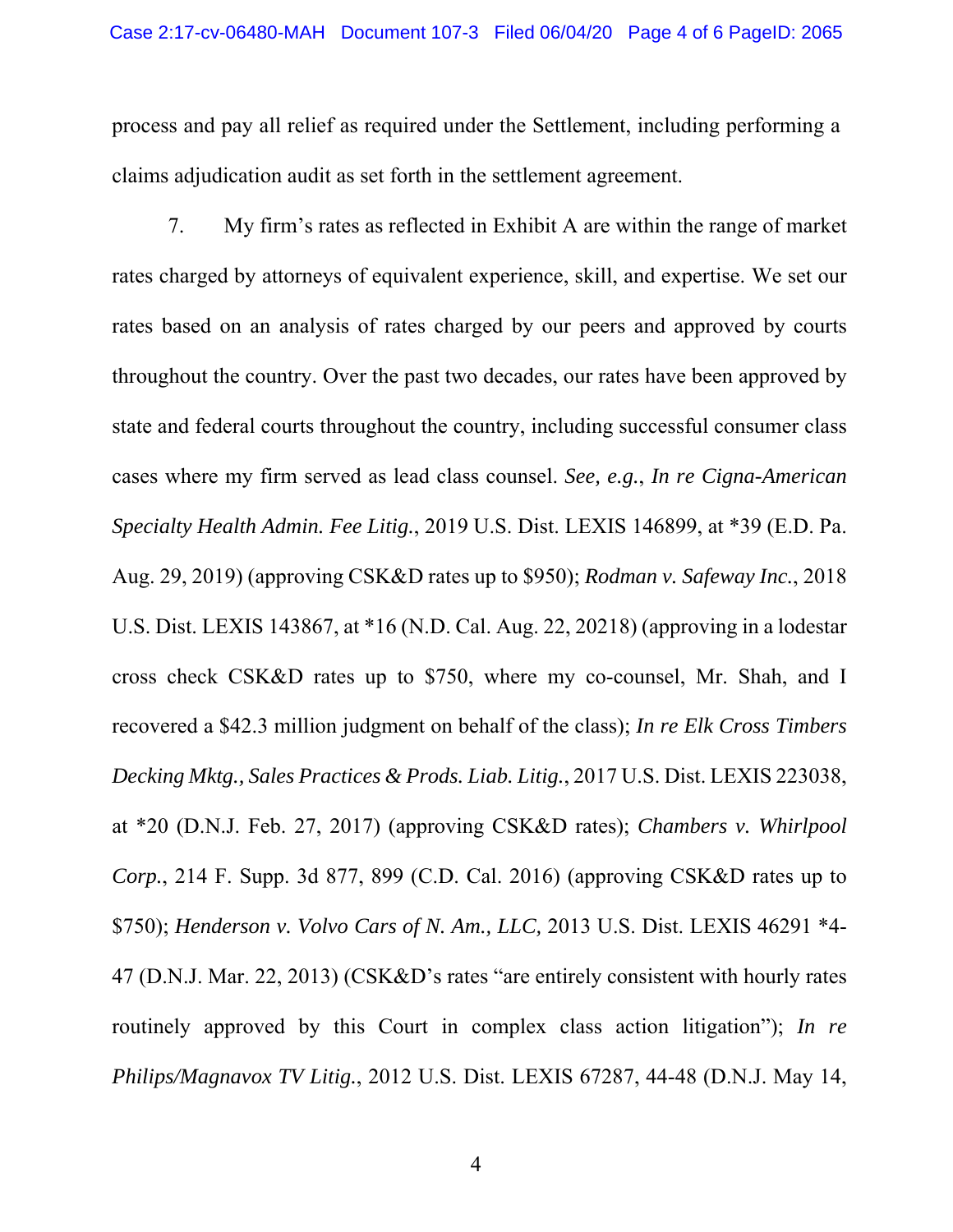process and pay all relief as required under the Settlement, including performing a claims adjudication audit as set forth in the settlement agreement.

7. My firm's rates as reflected in Exhibit A are within the range of market rates charged by attorneys of equivalent experience, skill, and expertise. We set our rates based on an analysis of rates charged by our peers and approved by courts throughout the country. Over the past two decades, our rates have been approved by state and federal courts throughout the country, including successful consumer class cases where my firm served as lead class counsel. *See, e.g.*, *In re Cigna-American Specialty Health Admin. Fee Litig.*, 2019 U.S. Dist. LEXIS 146899, at *39 (E.D. Pa. Aug. 29, 2019) (approving CSK&D rates up to $950); *Rodman v. Safeway Inc.*, 2018 U.S. Dist. LEXIS 143867, at *16 (N.D. Cal. Aug. 22, 20218) (approving in a lodestar cross check CSK&D rates up to $750, where my co-counsel, Mr. Shah, and I recovered a $42.3 million judgment on behalf of the class); *In re Elk Cross Timbers Decking Mktg., Sales Practices & Prods. Liab. Litig.*, 2017 U.S. Dist. LEXIS 223038, at *20 (D.N.J. Feb. 27, 2017) (approving CSK&D rates); *Chambers v. Whirlpool Corp.*, 214 F. Supp. 3d 877, 899 (C.D. Cal. 2016) (approving CSK&D rates up to $750); *Henderson v. Volvo Cars of N. Am., LLC,* 2013 U.S. Dist. LEXIS 46291 *4-47 (D.N.J. Mar. 22, 2013) (CSK&D's rates "are entirely consistent with hourly rates routinely approved by this Court in complex class action litigation"); *In re Philips/Magnavox TV Litig.*, 2012 U.S. Dist. LEXIS 67287, 44-48 (D.N.J. May 14,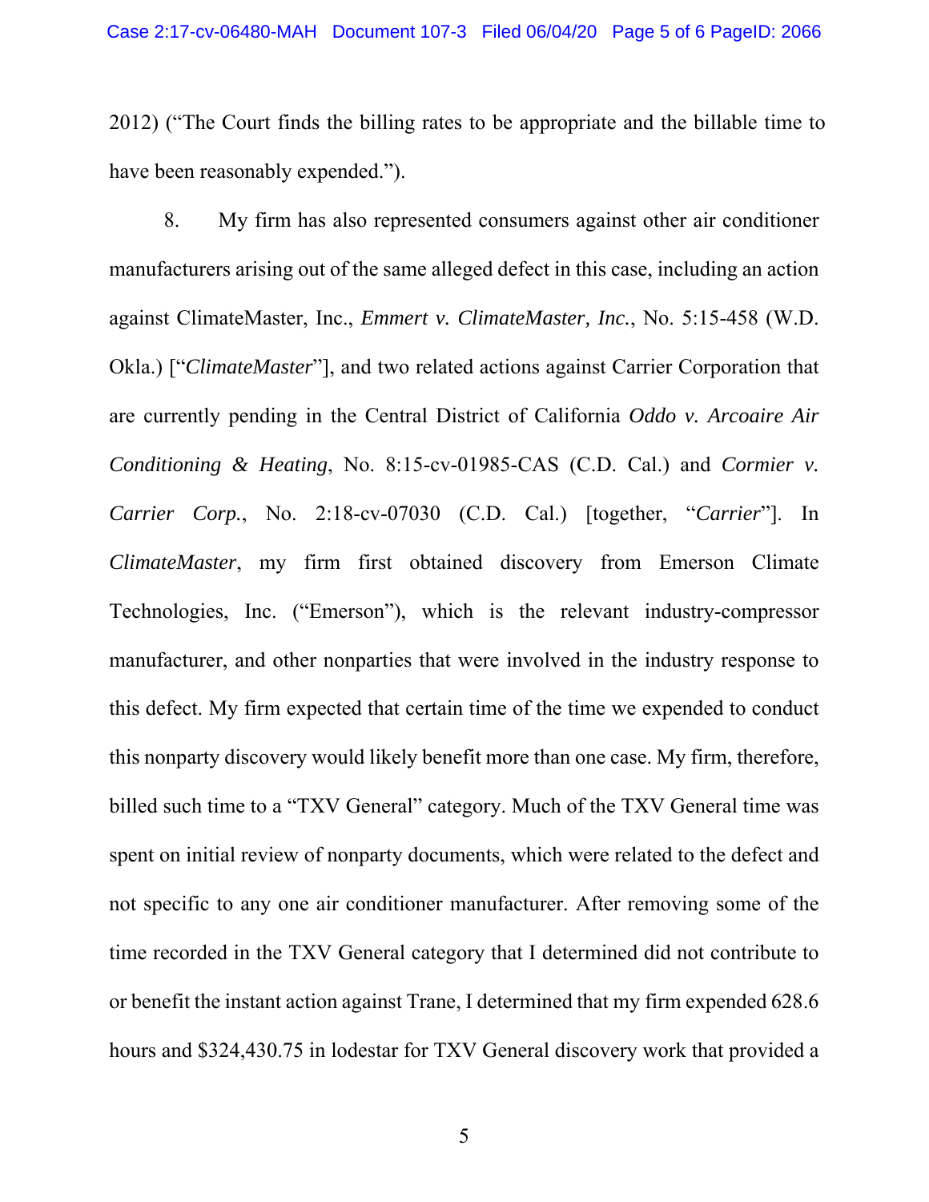2012) ("The Court finds the billing rates to be appropriate and the billable time to have been reasonably expended.").

8. My firm has also represented consumers against other air conditioner manufacturers arising out of the same alleged defect in this case, including an action against ClimateMaster, Inc., *Emmert v. ClimateMaster, Inc.*, No. 5:15-458 (W.D. Okla.) ["*ClimateMaster*"], and two related actions against Carrier Corporation that are currently pending in the Central District of California *Oddo v. Arcoaire Air Conditioning & Heating*, No. 8:15-cv-01985-CAS (C.D. Cal.) and *Cormier v. Carrier Corp.*, No. 2:18-cv-07030 (C.D. Cal.) [together, "*Carrier*"]. In *ClimateMaster*, my firm first obtained discovery from Emerson Climate Technologies, Inc. ("Emerson"), which is the relevant industry-compressor manufacturer, and other nonparties that were involved in the industry response to this defect. My firm expected that certain time of the time we expended to conduct this nonparty discovery would likely benefit more than one case. My firm, therefore, billed such time to a "TXV General" category. Much of the TXV General time was spent on initial review of nonparty documents, which were related to the defect and not specific to any one air conditioner manufacturer. After removing some of the time recorded in the TXV General category that I determined did not contribute to or benefit the instant action against Trane, I determined that my firm expended 628.6 hours and $324,430.75 in lodestar for TXV General discovery work that provided a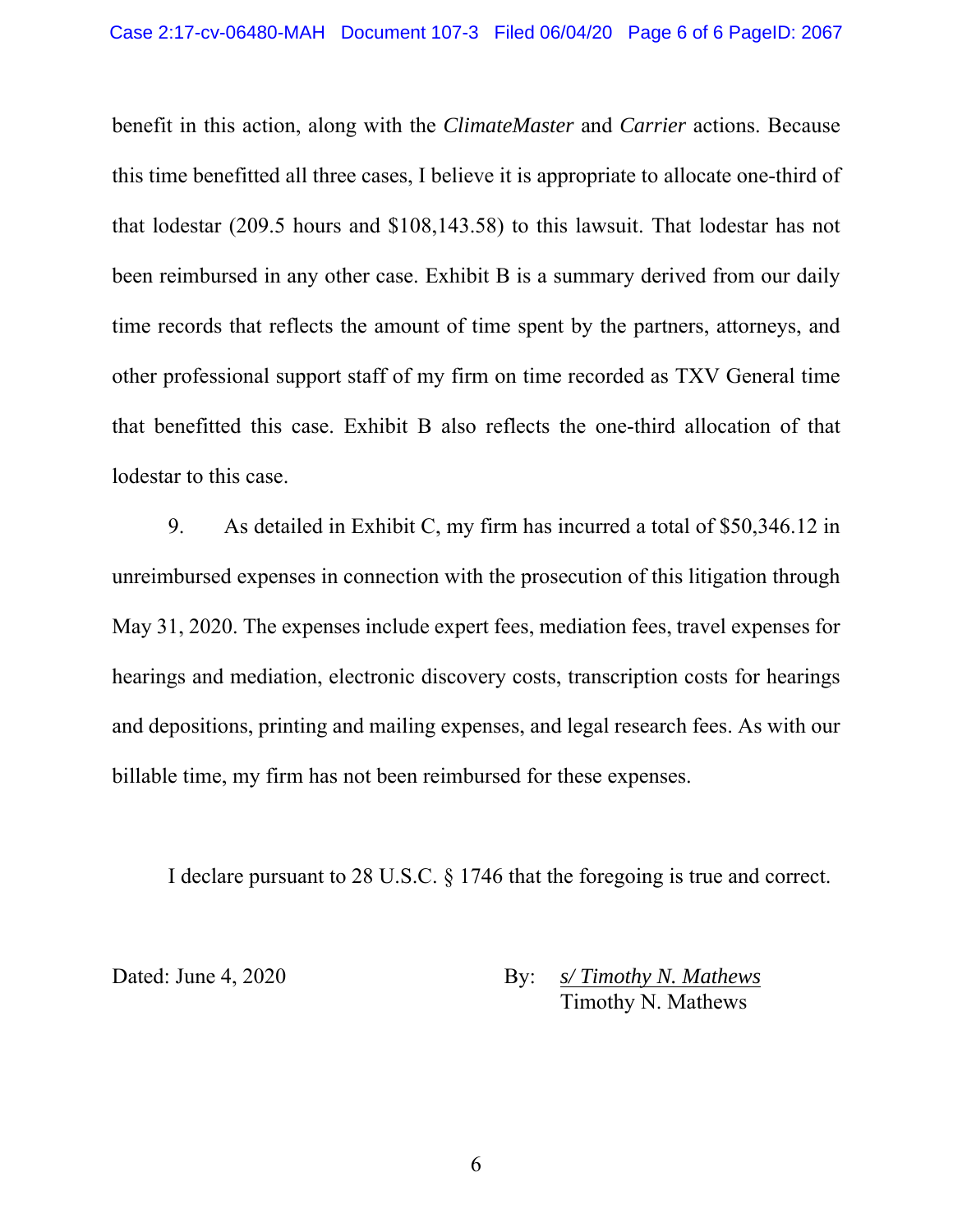benefit in this action, along with the *ClimateMaster* and *Carrier* actions. Because this time benefitted all three cases, I believe it is appropriate to allocate one-third of that lodestar (209.5 hours and $108,143.58) to this lawsuit. That lodestar has not been reimbursed in any other case. Exhibit B is a summary derived from our daily time records that reflects the amount of time spent by the partners, attorneys, and other professional support staff of my firm on time recorded as TXV General time that benefitted this case. Exhibit B also reflects the one-third allocation of that lodestar to this case.

9. As detailed in Exhibit C, my firm has incurred a total of $50,346.12 in unreimbursed expenses in connection with the prosecution of this litigation through May 31, 2020. The expenses include expert fees, mediation fees, travel expenses for hearings and mediation, electronic discovery costs, transcription costs for hearings and depositions, printing and mailing expenses, and legal research fees. As with our billable time, my firm has not been reimbursed for these expenses.

I declare pursuant to 28 U.S.C. § 1746 that the foregoing is true and correct.

Dated: June 4, 2020

By: *s/ Timothy N. Mathews*
Timothy N. Mathews